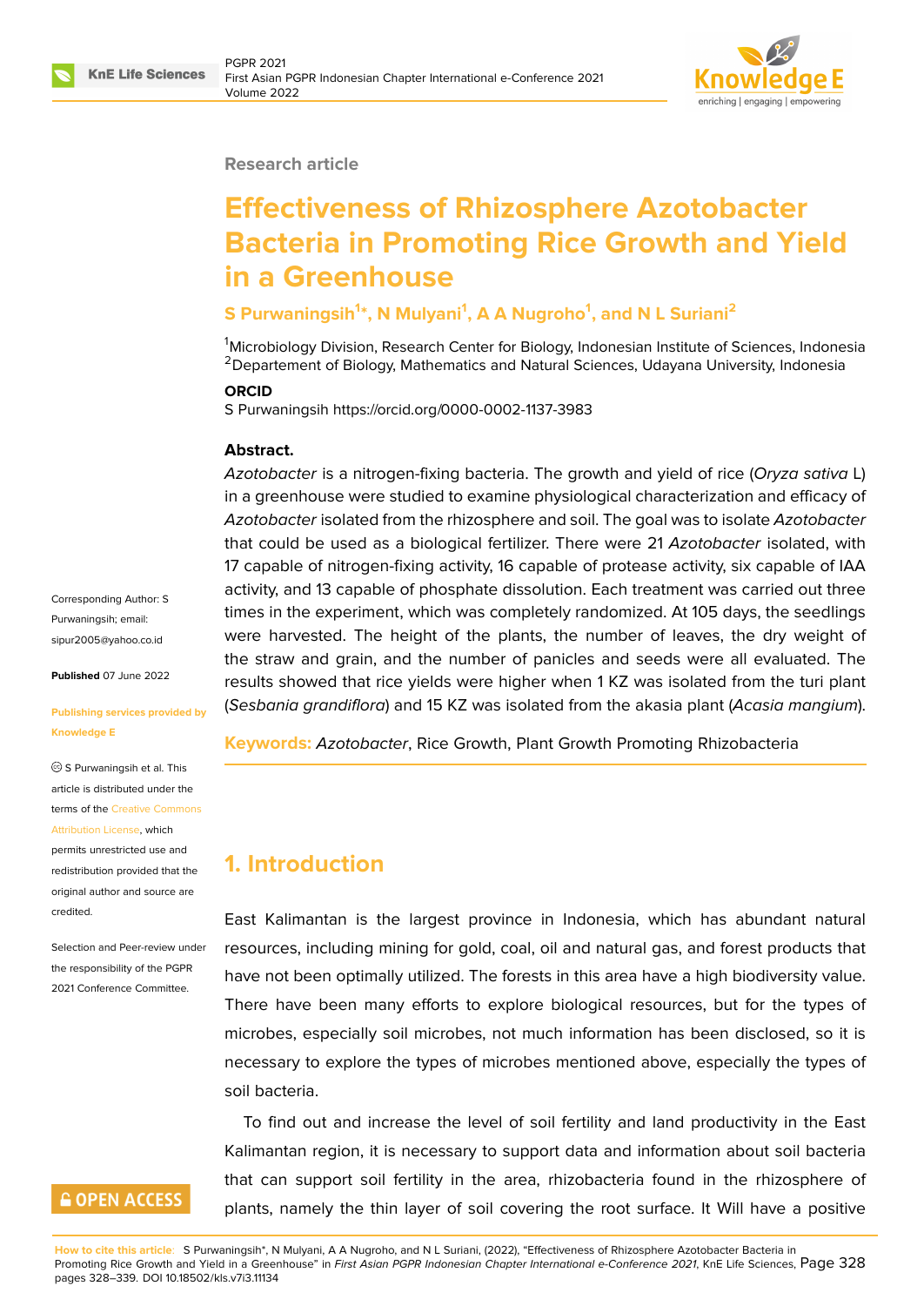Research article

# Effectiveness of Rhizosphere Azotobacter Bacteria in Promoting Rice Growth and Yield in a Greenhouse

**S Purwaningsih[1]*, N Mulyani[1], A A Nugroho[1], and N L Suriani[2]**

[1]Microbiology Division, Research Center for Biology, Indonesian Institute of Sciences, Indonesia
[2]Departement of Biology, Mathematics and Natural Sciences, Udayana University, Indonesia

**ORCID**

S Purwaningsih https://orcid.org/0000-0002-1137-3983

**Abstract.**

*Azotobacter* is a nitrogen-fixing bacteria. The growth and yield of rice (*Oryza sativa* L) in a greenhouse were studied to examine physiological characterization and efficacy of *Azotobacter* isolated from the rhizosphere and soil. The goal was to isolate *Azotobacter* that could be used as a biological fertilizer. There were 21 *Azotobacter* isolated, with 17 capable of nitrogen-fixing activity, 16 capable of protease activity, six capable of IAA activity, and 13 capable of phosphate dissolution. Each treatment was carried out three times in the experiment, which was completely randomized. At 105 days, the seedlings were harvested. The height of the plants, the number of leaves, the dry weight of the straw and grain, and the number of panicles and seeds were all evaluated. The results showed that rice yields were higher when 1 KZ was isolated from the turi plant (*Sesbania grandiflora*) and 15 KZ was isolated from the akasia plant (*Acasia mangium*).

**Keywords:** *Azotobacter*, Rice Growth, Plant Growth Promoting Rhizobacteria

Corresponding Author: S Purwaningsih; email: sipur2005@yahoo.co.id

**Published** 07 June 2022

**Publishing services provided by Knowledge E**

© S Purwaningsih et al. This article is distributed under the terms of the Creative Commons Attribution License, which permits unrestricted use and redistribution provided that the original author and source are credited.

Selection and Peer-review under the responsibility of the PGPR 2021 Conference Committee.

## 1. Introduction

East Kalimantan is the largest province in Indonesia, which has abundant natural resources, including mining for gold, coal, oil and natural gas, and forest products that have not been optimally utilized. The forests in this area have a high biodiversity value. There have been many efforts to explore biological resources, but for the types of microbes, especially soil microbes, not much information has been disclosed, so it is necessary to explore the types of microbes mentioned above, especially the types of soil bacteria.

To find out and increase the level of soil fertility and land productivity in the East Kalimantan region, it is necessary to support data and information about soil bacteria that can support soil fertility in the area, rhizobacteria found in the rhizosphere of plants, namely the thin layer of soil covering the root surface. It Will have a positive

**How to cite this article:** S Purwaningsih*, N Mulyani, A A Nugroho, and N L Suriani, (2022), "Effectiveness of Rhizosphere Azotobacter Bacteria in Promoting Rice Growth and Yield in a Greenhouse" in *First Asian PGPR Indonesian Chapter International e-Conference 2021*, KnE Life Sciences, pages 328–339. DOI 10.18502/kls.v7i3.11134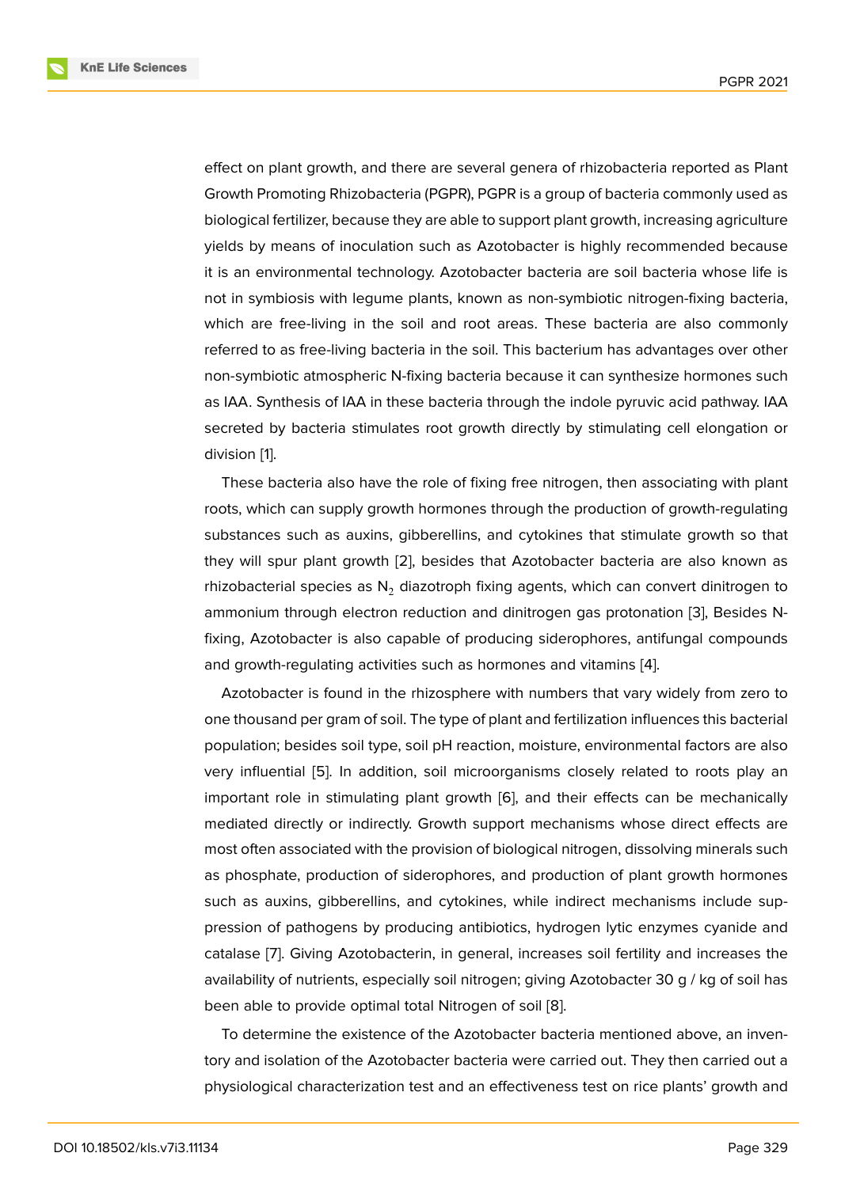effect on plant growth, and there are several genera of rhizobacteria reported as Plant Growth Promoting Rhizobacteria (PGPR), PGPR is a group of bacteria commonly used as biological fertilizer, because they are able to support plant growth, increasing agriculture yields by means of inoculation such as Azotobacter is highly recommended because it is an environmental technology. Azotobacter bacteria are soil bacteria whose life is not in symbiosis with legume plants, known as non-symbiotic nitrogen-fixing bacteria, which are free-living in the soil and root areas. These bacteria are also commonly referred to as free-living bacteria in the soil. This bacterium has advantages over other non-symbiotic atmospheric N-fixing bacteria because it can synthesize hormones such as IAA. Synthesis of IAA in these bacteria through the indole pyruvic acid pathway. IAA secreted by bacteria stimulates root growth directly by stimulating cell elongation or division [1].

These bacteria also have the role of fixing free nitrogen, then associating with plant roots, which can supply growth hormones through the production of growth-regulating substances such as auxins, gibberellins, and cytokines that stimulate growth so that they will spur plant growth [2], besides that Azotobacter bacteria are also known as rhizobacterial species as $N_2$ diazotroph fixing agents, which can convert dinitrogen to ammonium through electron reduction and dinitrogen gas protonation [3], Besides N-fixing, Azotobacter is also capable of producing siderophores, antifungal compounds and growth-regulating activities such as hormones and vitamins [4].

Azotobacter is found in the rhizosphere with numbers that vary widely from zero to one thousand per gram of soil. The type of plant and fertilization influences this bacterial population; besides soil type, soil pH reaction, moisture, environmental factors are also very influential [5]. In addition, soil microorganisms closely related to roots play an important role in stimulating plant growth [6], and their effects can be mechanically mediated directly or indirectly. Growth support mechanisms whose direct effects are most often associated with the provision of biological nitrogen, dissolving minerals such as phosphate, production of siderophores, and production of plant growth hormones such as auxins, gibberellins, and cytokines, while indirect mechanisms include suppression of pathogens by producing antibiotics, hydrogen lytic enzymes cyanide and catalase [7]. Giving Azotobacterin, in general, increases soil fertility and increases the availability of nutrients, especially soil nitrogen; giving Azotobacter 30 g / kg of soil has been able to provide optimal total Nitrogen of soil [8].

To determine the existence of the Azotobacter bacteria mentioned above, an inventory and isolation of the Azotobacter bacteria were carried out. They then carried out a physiological characterization test and an effectiveness test on rice plants' growth and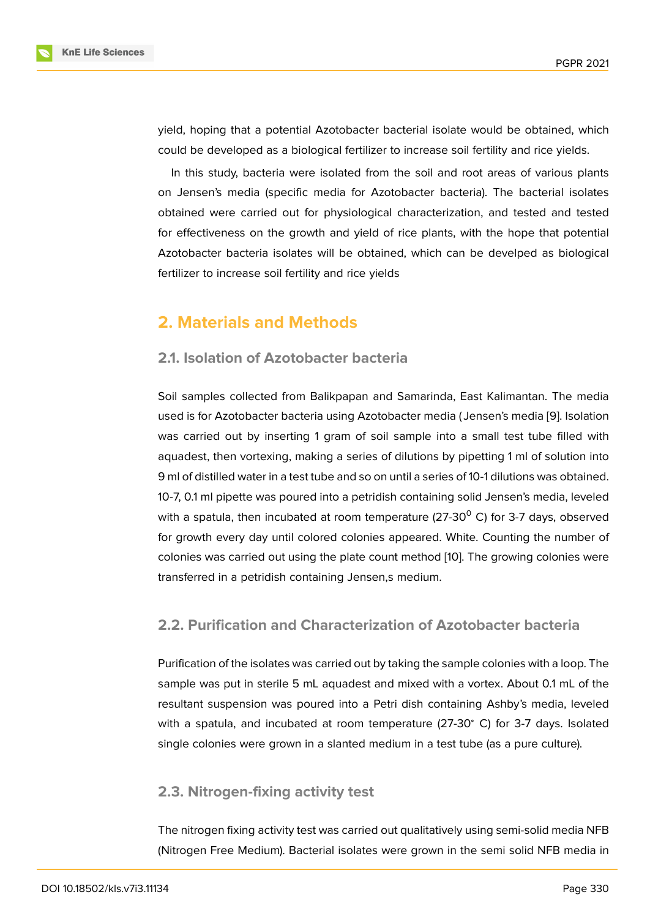yield, hoping that a potential Azotobacter bacterial isolate would be obtained, which could be developed as a biological fertilizer to increase soil fertility and rice yields.

In this study, bacteria were isolated from the soil and root areas of various plants on Jensen's media (specific media for Azotobacter bacteria). The bacterial isolates obtained were carried out for physiological characterization, and tested and tested for effectiveness on the growth and yield of rice plants, with the hope that potential Azotobacter bacteria isolates will be obtained, which can be develped as biological fertilizer to increase soil fertility and rice yields

## 2. Materials and Methods

### 2.1. Isolation of Azotobacter bacteria

Soil samples collected from Balikpapan and Samarinda, East Kalimantan. The media used is for Azotobacter bacteria using Azotobacter media ( Jensen's media [9]. Isolation was carried out by inserting 1 gram of soil sample into a small test tube filled with aquadest, then vortexing, making a series of dilutions by pipetting 1 ml of solution into 9 ml of distilled water in a test tube and so on until a series of 10-1 dilutions was obtained. 10-7, 0.1 ml pipette was poured into a petridish containing solid Jensen's media, leveled with a spatula, then incubated at room temperature (27-30$^0$ C) for 3-7 days, observed for growth every day until colored colonies appeared. White. Counting the number of colonies was carried out using the plate count method [10]. The growing colonies were transferred in a petridish containing Jensen,s medium.

### 2.2. Purification and Characterization of Azotobacter bacteria

Purification of the isolates was carried out by taking the sample colonies with a loop. The sample was put in sterile 5 mL aquadest and mixed with a vortex. About 0.1 mL of the resultant suspension was poured into a Petri dish containing Ashby's media, leveled with a spatula, and incubated at room temperature (27-30° C) for 3-7 days. Isolated single colonies were grown in a slanted medium in a test tube (as a pure culture).

### 2.3. Nitrogen-fixing activity test

The nitrogen fixing activity test was carried out qualitatively using semi-solid media NFB (Nitrogen Free Medium). Bacterial isolates were grown in the semi solid NFB media in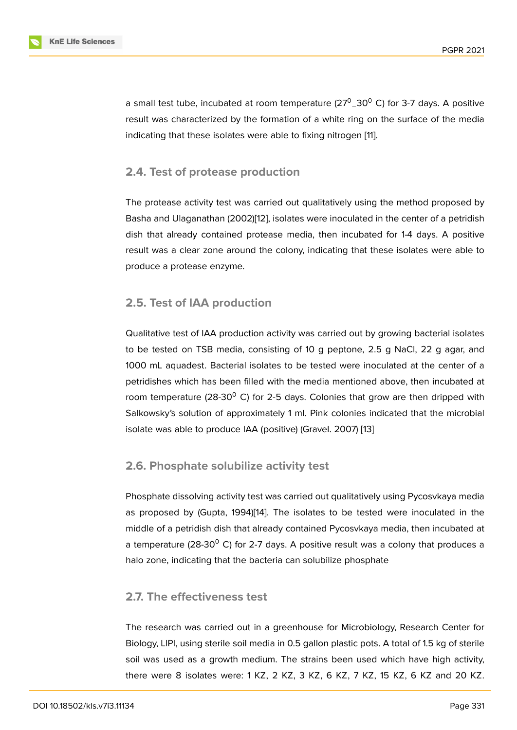a small test tube, incubated at room temperature ($27^0$_$30^0$ C) for 3-7 days. A positive result was characterized by the formation of a white ring on the surface of the media indicating that these isolates were able to fixing nitrogen [11].

## 2.4. Test of protease production

The protease activity test was carried out qualitatively using the method proposed by Basha and Ulaganathan (2002)[12], isolates were inoculated in the center of a petridish dish that already contained protease media, then incubated for 1-4 days. A positive result was a clear zone around the colony, indicating that these isolates were able to produce a protease enzyme.

## 2.5. Test of IAA production

Qualitative test of IAA production activity was carried out by growing bacterial isolates to be tested on TSB media, consisting of 10 g peptone, 2.5 g NaCl, 22 g agar, and 1000 mL aquadest. Bacterial isolates to be tested were inoculated at the center of a petridishes which has been filled with the media mentioned above, then incubated at room temperature (28-$30^0$ C) for 2-5 days. Colonies that grow are then dripped with Salkowsky's solution of approximately 1 ml. Pink colonies indicated that the microbial isolate was able to produce IAA (positive) (Gravel. 2007) [13]

## 2.6. Phosphate solubilize activity test

Phosphate dissolving activity test was carried out qualitatively using Pycosvkaya media as proposed by (Gupta, 1994)[14]. The isolates to be tested were inoculated in the middle of a petridish dish that already contained Pycosvkaya media, then incubated at a temperature (28-$30^0$ C) for 2-7 days. A positive result was a colony that produces a halo zone, indicating that the bacteria can solubilize phosphate

## 2.7. The effectiveness test

The research was carried out in a greenhouse for Microbiology, Research Center for Biology, LIPI, using sterile soil media in 0.5 gallon plastic pots. A total of 1.5 kg of sterile soil was used as a growth medium. The strains been used which have high activity, there were 8 isolates were: 1 KZ, 2 KZ, 3 KZ, 6 KZ, 7 KZ, 15 KZ, 6 KZ and 20 KZ.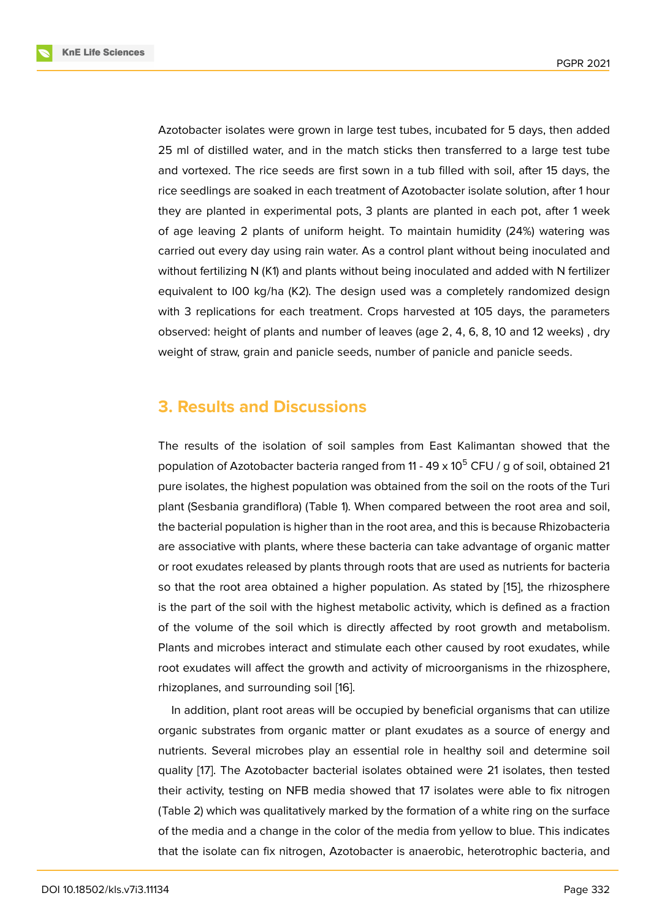Azotobacter isolates were grown in large test tubes, incubated for 5 days, then added 25 ml of distilled water, and in the match sticks then transferred to a large test tube and vortexed. The rice seeds are first sown in a tub filled with soil, after 15 days, the rice seedlings are soaked in each treatment of Azotobacter isolate solution, after 1 hour they are planted in experimental pots, 3 plants are planted in each pot, after 1 week of age leaving 2 plants of uniform height. To maintain humidity (24%) watering was carried out every day using rain water. As a control plant without being inoculated and without fertilizing N (K1) and plants without being inoculated and added with N fertilizer equivalent to I00 kg/ha (K2). The design used was a completely randomized design with 3 replications for each treatment. Crops harvested at 105 days, the parameters observed: height of plants and number of leaves (age 2, 4, 6, 8, 10 and 12 weeks) , dry weight of straw, grain and panicle seeds, number of panicle and panicle seeds.

## 3. Results and Discussions

The results of the isolation of soil samples from East Kalimantan showed that the population of Azotobacter bacteria ranged from 11 - 49 x $10^5$ CFU / g of soil, obtained 21 pure isolates, the highest population was obtained from the soil on the roots of the Turi plant (Sesbania grandiflora) (Table 1). When compared between the root area and soil, the bacterial population is higher than in the root area, and this is because Rhizobacteria are associative with plants, where these bacteria can take advantage of organic matter or root exudates released by plants through roots that are used as nutrients for bacteria so that the root area obtained a higher population. As stated by [15], the rhizosphere is the part of the soil with the highest metabolic activity, which is defined as a fraction of the volume of the soil which is directly affected by root growth and metabolism. Plants and microbes interact and stimulate each other caused by root exudates, while root exudates will affect the growth and activity of microorganisms in the rhizosphere, rhizoplanes, and surrounding soil [16].

In addition, plant root areas will be occupied by beneficial organisms that can utilize organic substrates from organic matter or plant exudates as a source of energy and nutrients. Several microbes play an essential role in healthy soil and determine soil quality [17]. The Azotobacter bacterial isolates obtained were 21 isolates, then tested their activity, testing on NFB media showed that 17 isolates were able to fix nitrogen (Table 2) which was qualitatively marked by the formation of a white ring on the surface of the media and a change in the color of the media from yellow to blue. This indicates that the isolate can fix nitrogen, Azotobacter is anaerobic, heterotrophic bacteria, and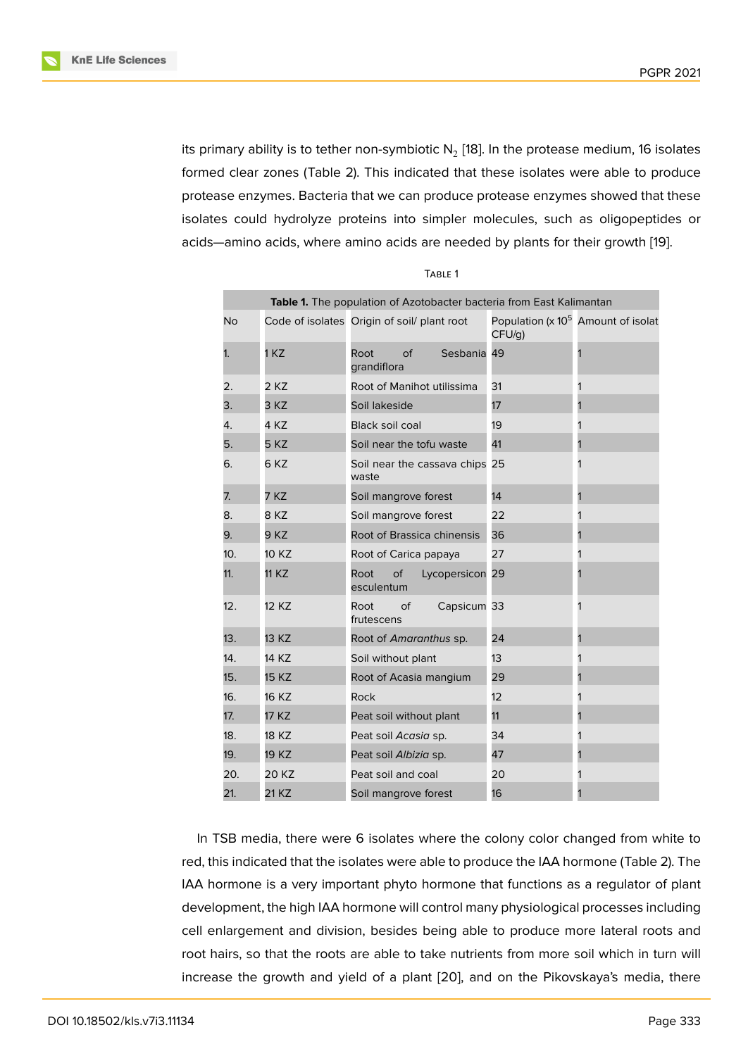its primary ability is to tether non-symbiotic $N_2$ [18]. In the protease medium, 16 isolates formed clear zones (Table 2). This indicated that these isolates were able to produce protease enzymes. Bacteria that we can produce protease enzymes showed that these isolates could hydrolyze proteins into simpler molecules, such as oligopeptides or acids—amino acids, where amino acids are needed by plants for their growth [19].

Table 1

**Table 1.** The population of Azotobacter bacteria from East Kalimantan

| No | Code of isolates | Origin of soil/ plant root | Population (x $10^5$ CFU/g) | Amount of isolat |
|---|---|---|---|---|
| 1. | 1 KZ | Root of Sesbania grandiflora | 49 | 1 |
| 2. | 2 KZ | Root of Manihot utilissima | 31 | 1 |
| 3. | 3 KZ | Soil lakeside | 17 | 1 |
| 4. | 4 KZ | Black soil coal | 19 | 1 |
| 5. | 5 KZ | Soil near the tofu waste | 41 | 1 |
| 6. | 6 KZ | Soil near the cassava chips waste | 25 | 1 |
| 7. | 7 KZ | Soil mangrove forest | 14 | 1 |
| 8. | 8 KZ | Soil mangrove forest | 22 | 1 |
| 9. | 9 KZ | Root of Brassica chinensis | 36 | 1 |
| 10. | 10 KZ | Root of Carica papaya | 27 | 1 |
| 11. | 11 KZ | Root of Lycopersicon esculentum | 29 | 1 |
| 12. | 12 KZ | Root of Capsicum frutescens | 33 | 1 |
| 13. | 13 KZ | Root of *Amaranthus* sp. | 24 | 1 |
| 14. | 14 KZ | Soil without plant | 13 | 1 |
| 15. | 15 KZ | Root of Acasia mangium | 29 | 1 |
| 16. | 16 KZ | Rock | 12 | 1 |
| 17. | 17 KZ | Peat soil without plant | 11 | 1 |
| 18. | 18 KZ | Peat soil *Acasia* sp. | 34 | 1 |
| 19. | 19 KZ | Peat soil *Albizia* sp. | 47 | 1 |
| 20. | 20 KZ | Peat soil and coal | 20 | 1 |
| 21. | 21 KZ | Soil mangrove forest | 16 | 1 |

In TSB media, there were 6 isolates where the colony color changed from white to red, this indicated that the isolates were able to produce the IAA hormone (Table 2). The IAA hormone is a very important phyto hormone that functions as a regulator of plant development, the high IAA hormone will control many physiological processes including cell enlargement and division, besides being able to produce more lateral roots and root hairs, so that the roots are able to take nutrients from more soil which in turn will increase the growth and yield of a plant [20], and on the Pikovskaya's media, there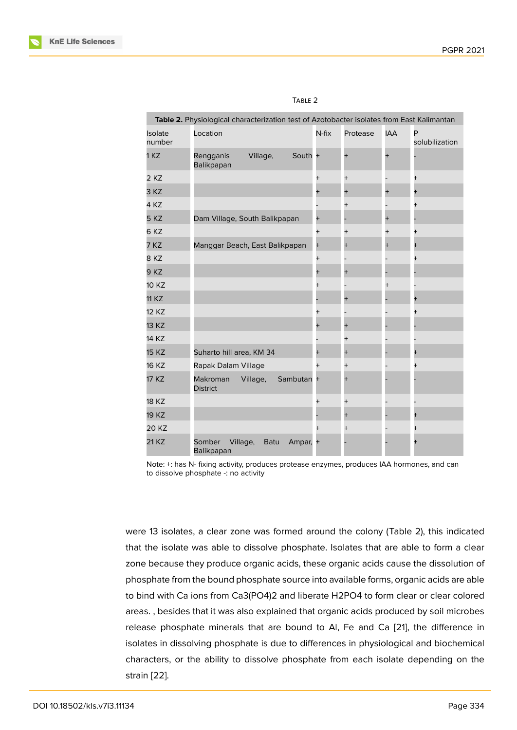Table 2

**Table 2.** Physiological characterization test of Azotobacter isolates from East Kalimantan

| Isolate number | Location | N-fix | Protease | IAA | P solubilization |
|---|---|---|---|---|---|
| 1 KZ | Rengganis Village, South Balikpapan | + | + | + | - |
| 2 KZ | | + | + | - | + |
| 3 KZ | | + | + | + | + |
| 4 KZ | | - | + | - | + |
| 5 KZ | Dam Village, South Balikpapan | + | - | + | - |
| 6 KZ | | + | + | + | + |
| 7 KZ | Manggar Beach, East Balikpapan | + | + | + | + |
| 8 KZ | | + | - | - | + |
| 9 KZ | | + | + | - | - |
| 10 KZ | | + | - | + | - |
| 11 KZ | | - | + | - | + |
| 12 KZ | | + | - | - | + |
| 13 KZ | | + | + | - | - |
| 14 KZ | | - | + | - | - |
| 15 KZ | Suharto hill area, KM 34 | + | + | - | + |
| 16 KZ | Rapak Dalam Village | + | + | - | + |
| 17 KZ | Makroman Village, Sambutan District | + | + | - | - |
| 18 KZ | | + | + | - | - |
| 19 KZ | | - | + | - | + |
| 20 KZ | | + | + | - | + |
| 21 KZ | Somber Village, Batu Ampar, Balikpapan | + | - | - | + |

Note: +: has N- fixing activity, produces protease enzymes, produces IAA hormones, and can to dissolve phosphate -: no activity

were 13 isolates, a clear zone was formed around the colony (Table 2), this indicated that the isolate was able to dissolve phosphate. Isolates that are able to form a clear zone because they produce organic acids, these organic acids cause the dissolution of phosphate from the bound phosphate source into available forms, organic acids are able to bind with Ca ions from $Ca_3(PO_4)_2$ and liberate $H_2PO_4$ to form clear or clear colored areas. , besides that it was also explained that organic acids produced by soil microbes release phosphate minerals that are bound to Al, Fe and Ca [21], the difference in isolates in dissolving phosphate is due to differences in physiological and biochemical characters, or the ability to dissolve phosphate from each isolate depending on the strain [22].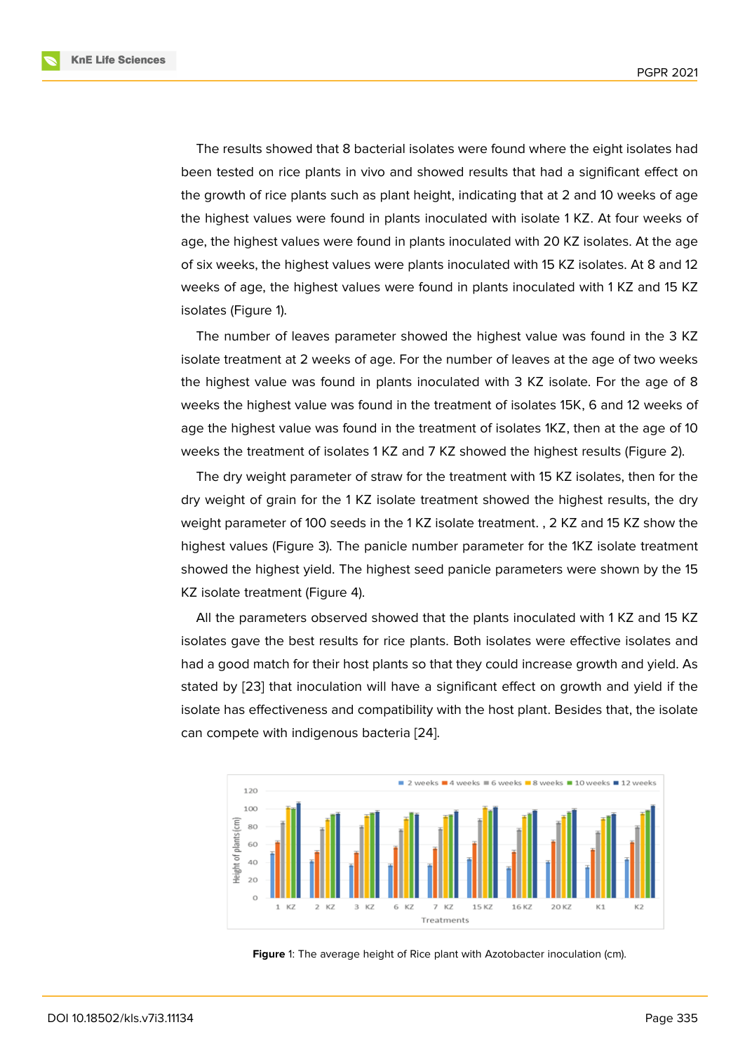The results showed that 8 bacterial isolates were found where the eight isolates had been tested on rice plants in vivo and showed results that had a significant effect on the growth of rice plants such as plant height, indicating that at 2 and 10 weeks of age the highest values were found in plants inoculated with isolate 1 KZ. At four weeks of age, the highest values were found in plants inoculated with 20 KZ isolates. At the age of six weeks, the highest values were plants inoculated with 15 KZ isolates. At 8 and 12 weeks of age, the highest values were found in plants inoculated with 1 KZ and 15 KZ isolates (Figure 1).

The number of leaves parameter showed the highest value was found in the 3 KZ isolate treatment at 2 weeks of age. For the number of leaves at the age of two weeks the highest value was found in plants inoculated with 3 KZ isolate. For the age of 8 weeks the highest value was found in the treatment of isolates 15K, 6 and 12 weeks of age the highest value was found in the treatment of isolates 1KZ, then at the age of 10 weeks the treatment of isolates 1 KZ and 7 KZ showed the highest results (Figure 2).

The dry weight parameter of straw for the treatment with 15 KZ isolates, then for the dry weight of grain for the 1 KZ isolate treatment showed the highest results, the dry weight parameter of 100 seeds in the 1 KZ isolate treatment. , 2 KZ and 15 KZ show the highest values (Figure 3). The panicle number parameter for the 1KZ isolate treatment showed the highest yield. The highest seed panicle parameters were shown by the 15 KZ isolate treatment (Figure 4).

All the parameters observed showed that the plants inoculated with 1 KZ and 15 KZ isolates gave the best results for rice plants. Both isolates were effective isolates and had a good match for their host plants so that they could increase growth and yield. As stated by [23] that inoculation will have a significant effect on growth and yield if the isolate has effectiveness and compatibility with the host plant. Besides that, the isolate can compete with indigenous bacteria [24].

**Figure** 1: The average height of Rice plant with Azotobacter inoculation (cm).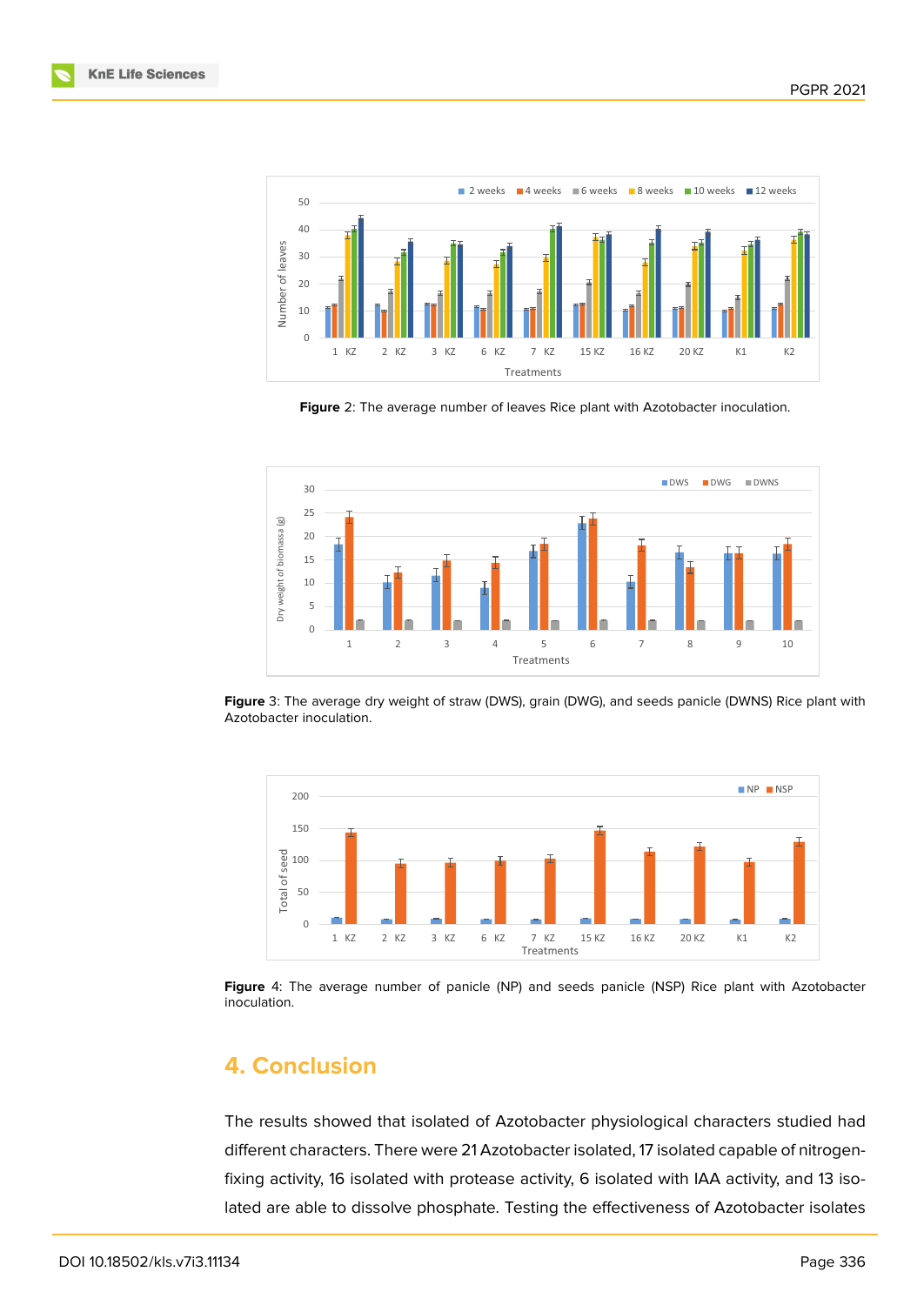**Figure** 2: The average number of leaves Rice plant with Azotobacter inoculation.

**Figure** 3: The average dry weight of straw (DWS), grain (DWG), and seeds panicle (DWNS) Rice plant with Azotobacter inoculation.

**Figure** 4: The average number of panicle (NP) and seeds panicle (NSP) Rice plant with Azotobacter inoculation.

## 4. Conclusion

The results showed that isolated of Azotobacter physiological characters studied had different characters. There were 21 Azotobacter isolated, 17 isolated capable of nitrogen-fixing activity, 16 isolated with protease activity, 6 isolated with IAA activity, and 13 isolated are able to dissolve phosphate. Testing the effectiveness of Azotobacter isolates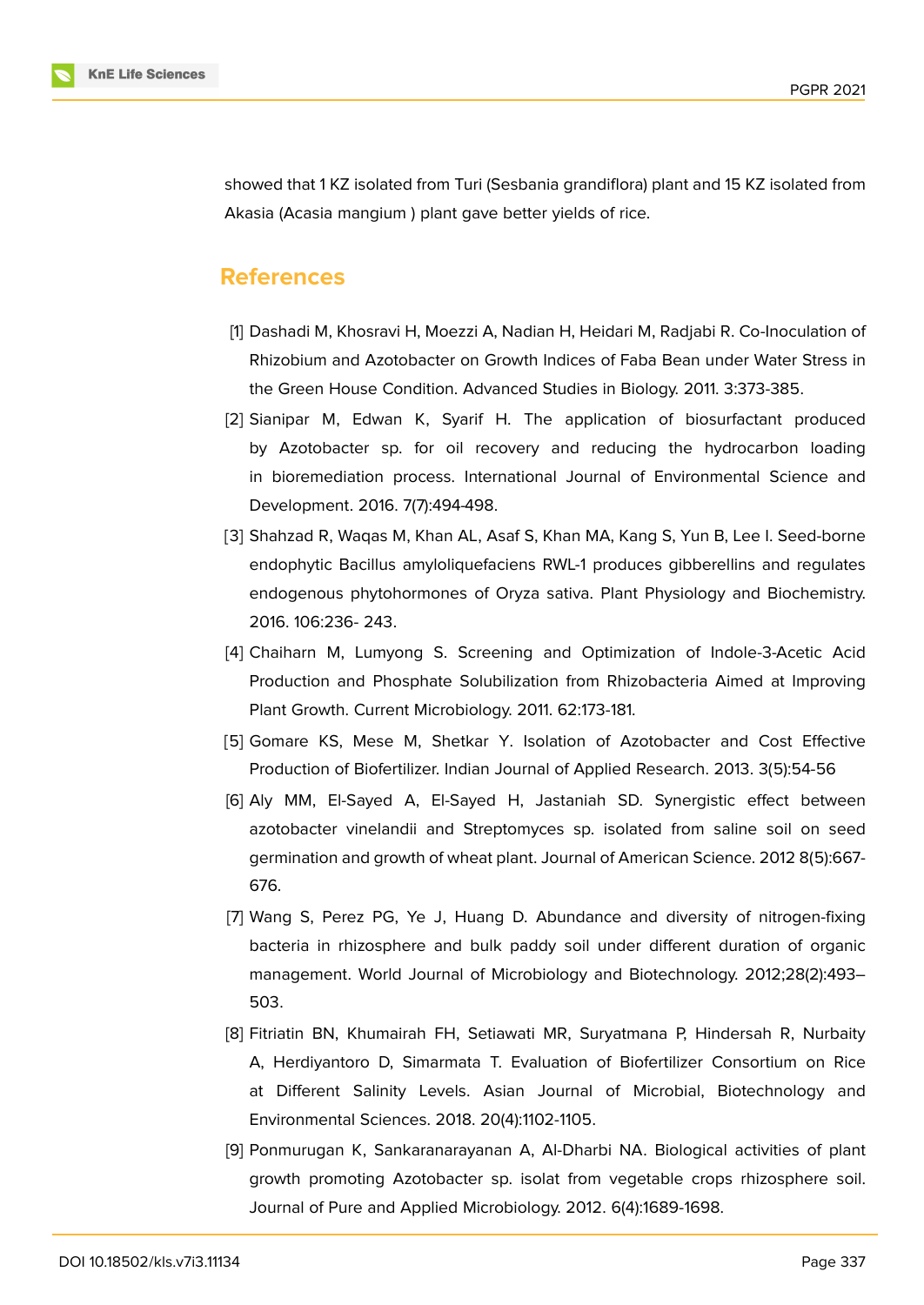showed that 1 KZ isolated from Turi (Sesbania grandiflora) plant and 15 KZ isolated from Akasia (Acasia mangium ) plant gave better yields of rice.

## References

[1] Dashadi M, Khosravi H, Moezzi A, Nadian H, Heidari M, Radjabi R. Co-Inoculation of Rhizobium and Azotobacter on Growth Indices of Faba Bean under Water Stress in the Green House Condition. Advanced Studies in Biology. 2011. 3:373-385.

[2] Sianipar M, Edwan K, Syarif H. The application of biosurfactant produced by Azotobacter sp. for oil recovery and reducing the hydrocarbon loading in bioremediation process. International Journal of Environmental Science and Development. 2016. 7(7):494-498.

[3] Shahzad R, Waqas M, Khan AL, Asaf S, Khan MA, Kang S, Yun B, Lee I. Seed-borne endophytic Bacillus amyloliquefaciens RWL-1 produces gibberellins and regulates endogenous phytohormones of Oryza sativa. Plant Physiology and Biochemistry. 2016. 106:236- 243.

[4] Chaiharn M, Lumyong S. Screening and Optimization of Indole-3-Acetic Acid Production and Phosphate Solubilization from Rhizobacteria Aimed at Improving Plant Growth. Current Microbiology. 2011. 62:173-181.

[5] Gomare KS, Mese M, Shetkar Y. Isolation of Azotobacter and Cost Effective Production of Biofertilizer. Indian Journal of Applied Research. 2013. 3(5):54-56

[6] Aly MM, El-Sayed A, El-Sayed H, Jastaniah SD. Synergistic effect between azotobacter vinelandii and Streptomyces sp. isolated from saline soil on seed germination and growth of wheat plant. Journal of American Science. 2012 8(5):667-676.

[7] Wang S, Perez PG, Ye J, Huang D. Abundance and diversity of nitrogen-fixing bacteria in rhizosphere and bulk paddy soil under different duration of organic management. World Journal of Microbiology and Biotechnology. 2012;28(2):493–503.

[8] Fitriatin BN, Khumairah FH, Setiawati MR, Suryatmana P, Hindersah R, Nurbaity A, Herdiyantoro D, Simarmata T. Evaluation of Biofertilizer Consortium on Rice at Different Salinity Levels. Asian Journal of Microbial, Biotechnology and Environmental Sciences. 2018. 20(4):1102-1105.

[9] Ponmurugan K, Sankaranarayanan A, Al-Dharbi NA. Biological activities of plant growth promoting Azotobacter sp. isolat from vegetable crops rhizosphere soil. Journal of Pure and Applied Microbiology. 2012. 6(4):1689-1698.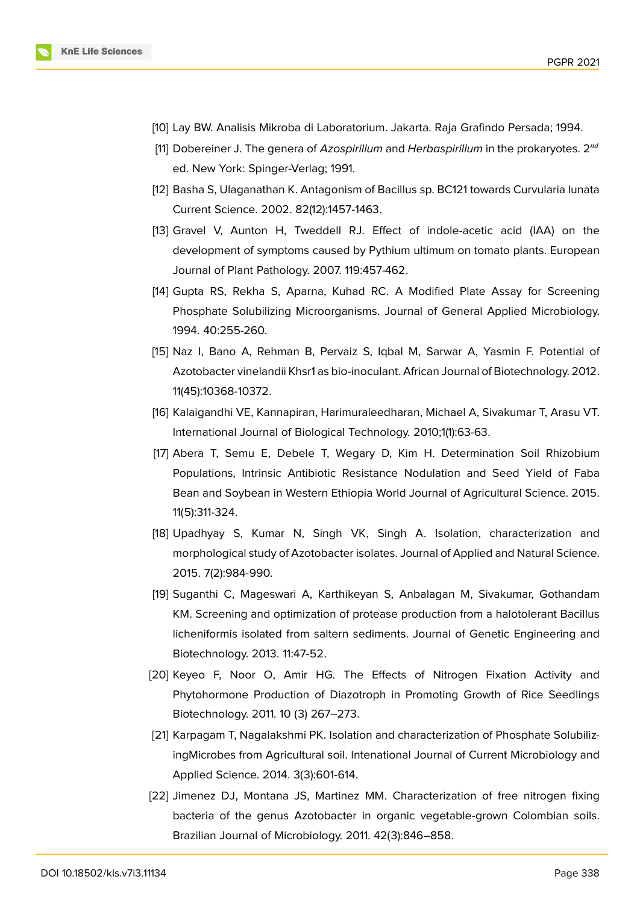[10] Lay BW. Analisis Mikroba di Laboratorium. Jakarta. Raja Grafindo Persada; 1994.

[11] Dobereiner J. The genera of *Azospirillum* and *Herbaspirillum* in the prokaryotes. 2$^{nd}$ ed. New York: Spinger-Verlag; 1991.

[12] Basha S, Ulaganathan K. Antagonism of Bacillus sp. BC121 towards Curvularia lunata Current Science. 2002. 82(12):1457-1463.

[13] Gravel V, Aunton H, Tweddell RJ. Effect of indole-acetic acid (IAA) on the development of symptoms caused by Pythium ultimum on tomato plants. European Journal of Plant Pathology. 2007. 119:457-462.

[14] Gupta RS, Rekha S, Aparna, Kuhad RC. A Modified Plate Assay for Screening Phosphate Solubilizing Microorganisms. Journal of General Applied Microbiology. 1994. 40:255-260.

[15] Naz I, Bano A, Rehman B, Pervaiz S, Iqbal M, Sarwar A, Yasmin F. Potential of Azotobacter vinelandii Khsr1 as bio-inoculant. African Journal of Biotechnology. 2012. 11(45):10368-10372.

[16] Kalaigandhi VE, Kannapiran, Harimuraleedharan, Michael A, Sivakumar T, Arasu VT. International Journal of Biological Technology. 2010;1(1):63-63.

[17] Abera T, Semu E, Debele T, Wegary D, Kim H. Determination Soil Rhizobium Populations, Intrinsic Antibiotic Resistance Nodulation and Seed Yield of Faba Bean and Soybean in Western Ethiopia World Journal of Agricultural Science. 2015. 11(5):311-324.

[18] Upadhyay S, Kumar N, Singh VK, Singh A. Isolation, characterization and morphological study of Azotobacter isolates. Journal of Applied and Natural Science. 2015. 7(2):984-990.

[19] Suganthi C, Mageswari A, Karthikeyan S, Anbalagan M, Sivakumar, Gothandam KM. Screening and optimization of protease production from a halotolerant Bacillus licheniformis isolated from saltern sediments. Journal of Genetic Engineering and Biotechnology. 2013. 11:47-52.

[20] Keyeo F, Noor O, Amir HG. The Effects of Nitrogen Fixation Activity and Phytohormone Production of Diazotroph in Promoting Growth of Rice Seedlings Biotechnology. 2011. 10 (3) 267–273.

[21] Karpagam T, Nagalakshmi PK. Isolation and characterization of Phosphate Solubiliz-ingMicrobes from Agricultural soil. Intenational Journal of Current Microbiology and Applied Science. 2014. 3(3):601-614.

[22] Jimenez DJ, Montana JS, Martinez MM. Characterization of free nitrogen fixing bacteria of the genus Azotobacter in organic vegetable-grown Colombian soils. Brazilian Journal of Microbiology. 2011. 42(3):846–858.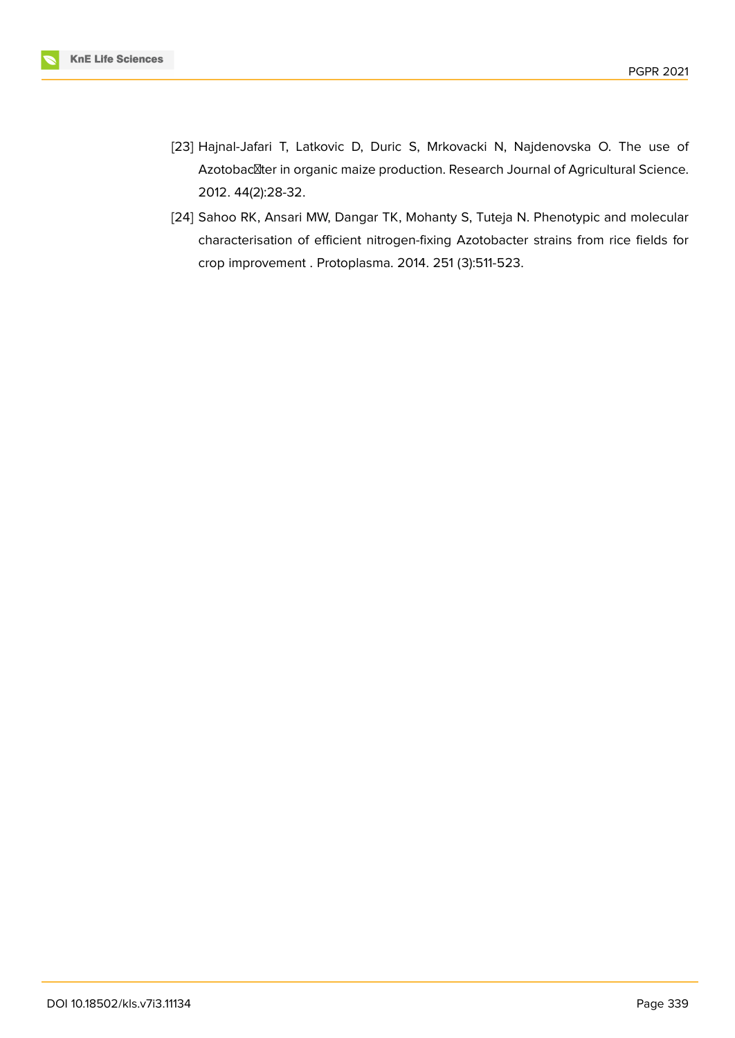[23] Hajnal-Jafari T, Latkovic D, Duric S, Mrkovacki N, Najdenovska O. The use of Azotobac�ter in organic maize production. Research Journal of Agricultural Science. 2012. 44(2):28-32.

[24] Sahoo RK, Ansari MW, Dangar TK, Mohanty S, Tuteja N. Phenotypic and molecular characterisation of efficient nitrogen-fixing Azotobacter strains from rice fields for crop improvement . Protoplasma. 2014. 251 (3):511-523.